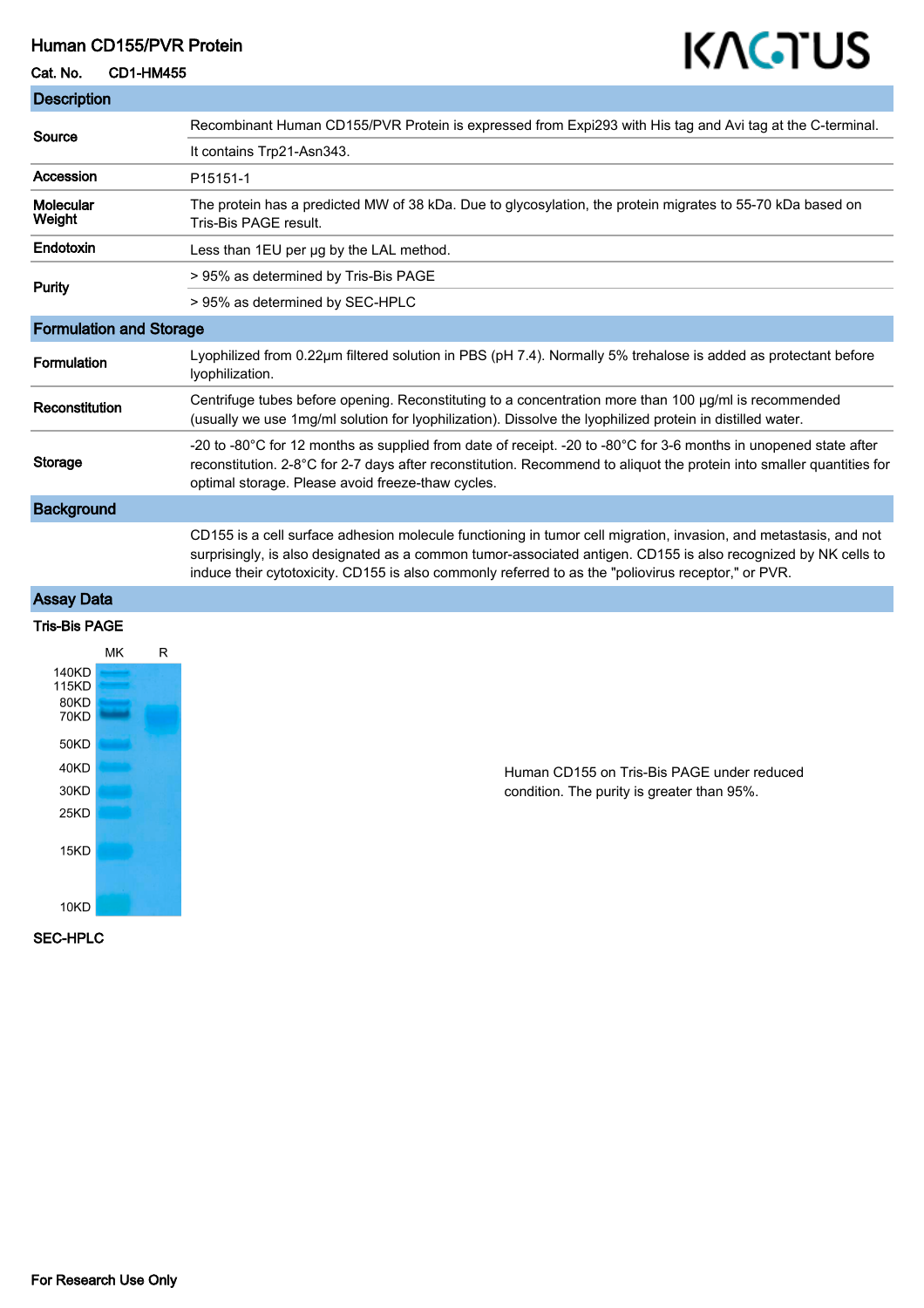# Human CD155/PVR Protein

**Cat. No.** CD1-HM455

KACTUS

## Description

| | |
|---|---|
| **Source** | Recombinant Human CD155/PVR Protein is expressed from Expi293 with His tag and Avi tag at the C-terminal. |
| | It contains Trp21-Asn343. |
| **Accession** | P15151-1 |
| **Molecular Weight** | The protein has a predicted MW of 38 kDa. Due to glycosylation, the protein migrates to 55-70 kDa based on Tris-Bis PAGE result. |
| **Endotoxin** | Less than 1EU per μg by the LAL method. |
| **Purity** | > 95% as determined by Tris-Bis PAGE |
| | > 95% as determined by SEC-HPLC |

## Formulation and Storage

| | |
|---|---|
| **Formulation** | Lyophilized from 0.22μm filtered solution in PBS (pH 7.4). Normally 5% trehalose is added as protectant before lyophilization. |
| **Reconstitution** | Centrifuge tubes before opening. Reconstituting to a concentration more than 100 μg/ml is recommended (usually we use 1mg/ml solution for lyophilization). Dissolve the lyophilized protein in distilled water. |
| **Storage** | -20 to -80°C for 12 months as supplied from date of receipt. -20 to -80°C for 3-6 months in unopened state after reconstitution. 2-8°C for 2-7 days after reconstitution. Recommend to aliquot the protein into smaller quantities for optimal storage. Please avoid freeze-thaw cycles. |

## Background

CD155 is a cell surface adhesion molecule functioning in tumor cell migration, invasion, and metastasis, and not surprisingly, is also designated as a common tumor-associated antigen. CD155 is also recognized by NK cells to induce their cytotoxicity. CD155 is also commonly referred to as the "poliovirus receptor," or PVR.

## Assay Data

### Tris-Bis PAGE

MK R

140KD
115KD
80KD
70KD
50KD
40KD
30KD
25KD
15KD
10KD

Human CD155 on Tris-Bis PAGE under reduced condition. The purity is greater than 95%.

### SEC-HPLC

**For Research Use Only**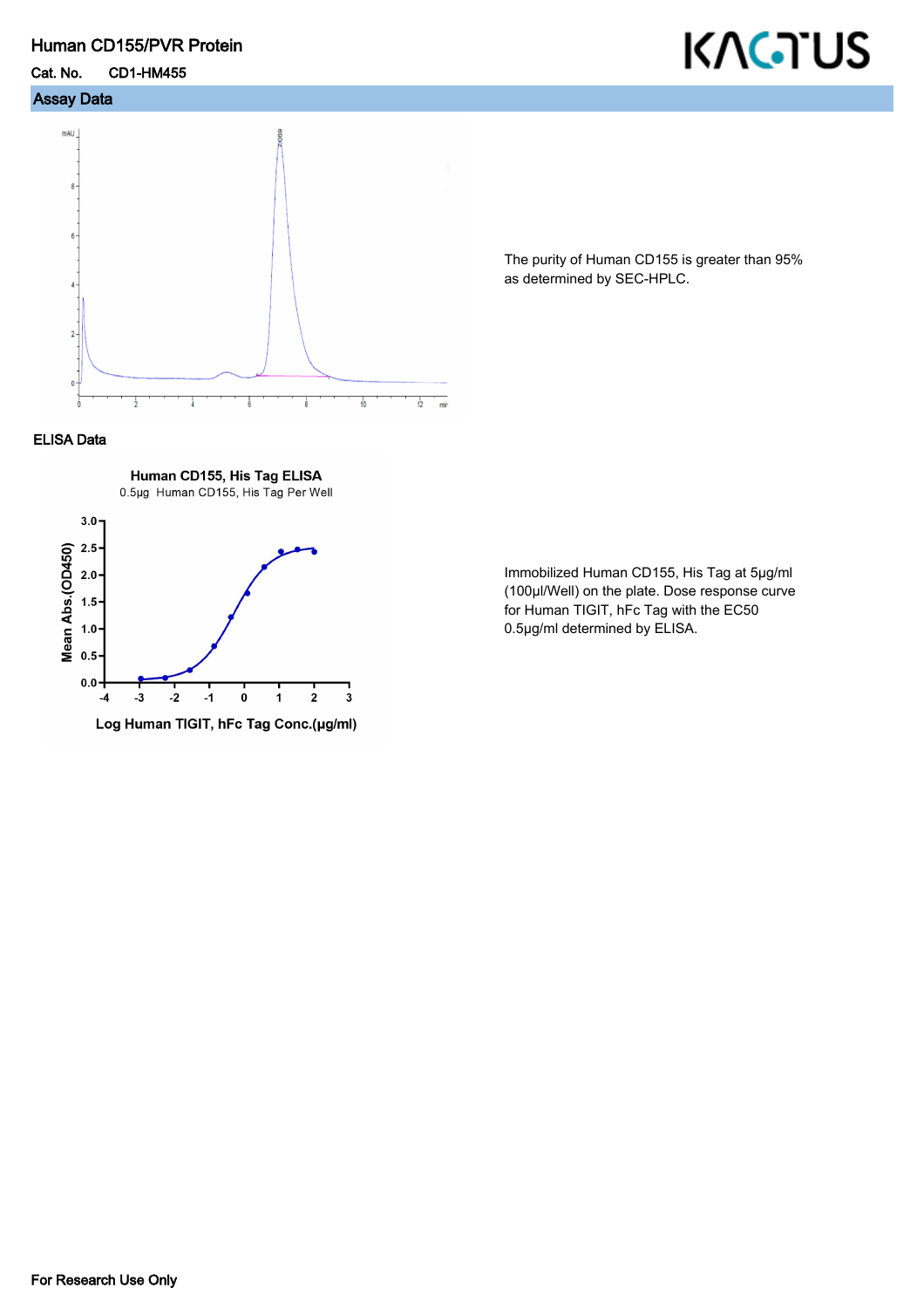# Human CD155/PVR Protein

Cat. No. CD1-HM455

## Assay Data

mAU
8
6
4
2
0
0 2 4 6 8 10 12 min
6.900

The purity of Human CD155 is greater than 95% as determined by SEC-HPLC.

## ELISA Data

**Human CD155, His Tag ELISA**
0.5μg Human CD155, His Tag Per Well

Mean Abs.(OD450)
3.0
2.5
2.0
1.5
1.0
0.5
0.0
-4 -3 -2 -1 0 1 2 3
Log Human TIGIT, hFc Tag Conc.(μg/ml)

Immobilized Human CD155, His Tag at 5μg/ml (100μl/Well) on the plate. Dose response curve for Human TIGIT, hFc Tag with the EC50 0.5μg/ml determined by ELISA.

For Research Use Only